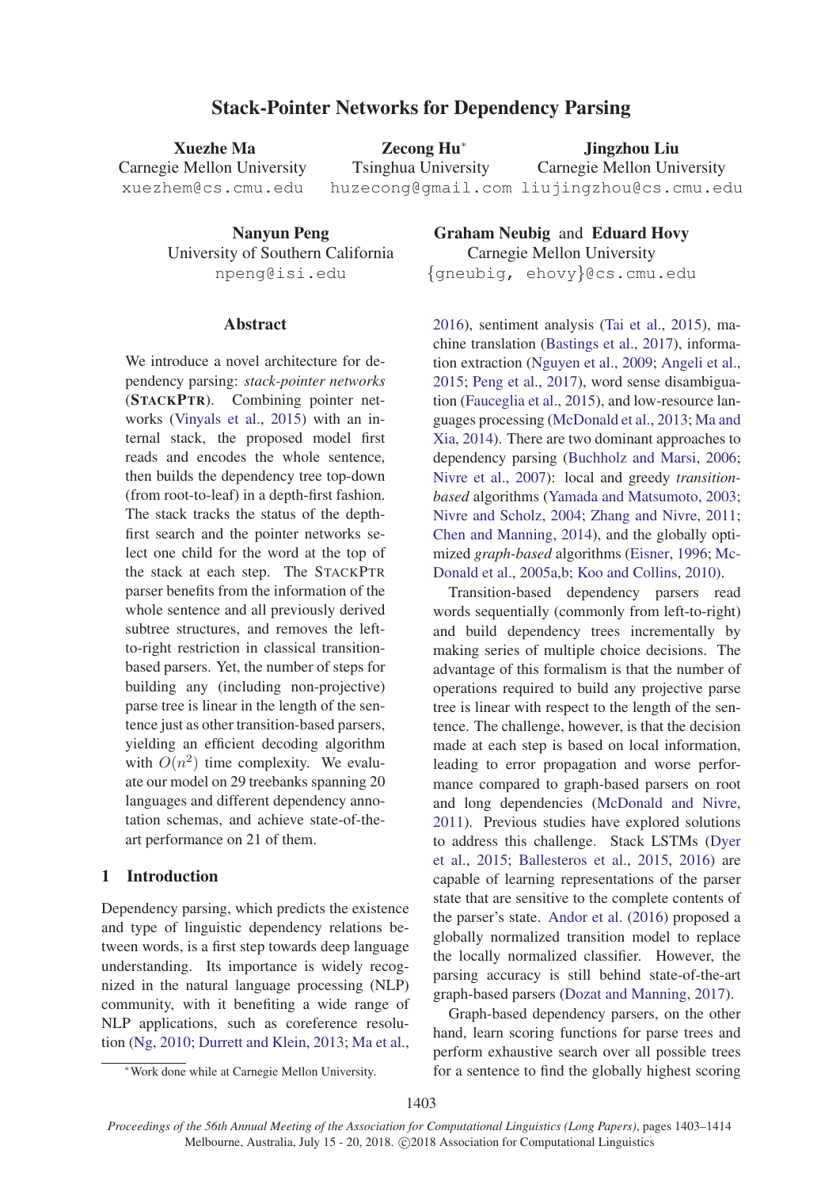# Stack-Pointer Networks for Dependency Parsing

**Xuezhe Ma**
Carnegie Mellon University
xuezhem@cs.cmu.edu

**Zecong Hu**[*]
Tsinghua University
huzecong@gmail.com

**Jingzhou Liu**
Carnegie Mellon University
liujingzhou@cs.cmu.edu

**Nanyun Peng**
University of Southern California
npeng@isi.edu

**Graham Neubig** and **Eduard Hovy**
Carnegie Mellon University
{gneubig, ehovy}@cs.cmu.edu

## Abstract

We introduce a novel architecture for dependency parsing: *stack-pointer networks* (**STACKPTR**). Combining pointer networks (Vinyals et al., 2015) with an internal stack, the proposed model first reads and encodes the whole sentence, then builds the dependency tree top-down (from root-to-leaf) in a depth-first fashion. The stack tracks the status of the depth-first search and the pointer networks select one child for the word at the top of the stack at each step. The STACKPTR parser benefits from the information of the whole sentence and all previously derived subtree structures, and removes the left-to-right restriction in classical transition-based parsers. Yet, the number of steps for building any (including non-projective) parse tree is linear in the length of the sentence just as other transition-based parsers, yielding an efficient decoding algorithm with $O(n^2)$ time complexity. We evaluate our model on 29 treebanks spanning 20 languages and different dependency annotation schemas, and achieve state-of-the-art performance on 21 of them.

## 1 Introduction

Dependency parsing, which predicts the existence and type of linguistic dependency relations between words, is a first step towards deep language understanding. Its importance is widely recognized in the natural language processing (NLP) community, with it benefiting a wide range of NLP applications, such as coreference resolution (Ng, 2010; Durrett and Klein, 2013; Ma et al., 2016), sentiment analysis (Tai et al., 2015), machine translation (Bastings et al., 2017), information extraction (Nguyen et al., 2009; Angeli et al., 2015; Peng et al., 2017), word sense disambiguation (Fauceglia et al., 2015), and low-resource languages processing (McDonald et al., 2013; Ma and Xia, 2014). There are two dominant approaches to dependency parsing (Buchholz and Marsi, 2006; Nivre et al., 2007): local and greedy *transition-based* algorithms (Yamada and Matsumoto, 2003; Nivre and Scholz, 2004; Zhang and Nivre, 2011; Chen and Manning, 2014), and the globally optimized *graph-based* algorithms (Eisner, 1996; McDonald et al., 2005a,b; Koo and Collins, 2010).

Transition-based dependency parsers read words sequentially (commonly from left-to-right) and build dependency trees incrementally by making series of multiple choice decisions. The advantage of this formalism is that the number of operations required to build any projective parse tree is linear with respect to the length of the sentence. The challenge, however, is that the decision made at each step is based on local information, leading to error propagation and worse performance compared to graph-based parsers on root and long dependencies (McDonald and Nivre, 2011). Previous studies have explored solutions to address this challenge. Stack LSTMs (Dyer et al., 2015; Ballesteros et al., 2015, 2016) are capable of learning representations of the parser state that are sensitive to the complete contents of the parser's state. Andor et al. (2016) proposed a globally normalized transition model to replace the locally normalized classifier. However, the parsing accuracy is still behind state-of-the-art graph-based parsers (Dozat and Manning, 2017).

Graph-based dependency parsers, on the other hand, learn scoring functions for parse trees and perform exhaustive search over all possible trees for a sentence to find the globally highest scoring

[*]Work done while at Carnegie Mellon University.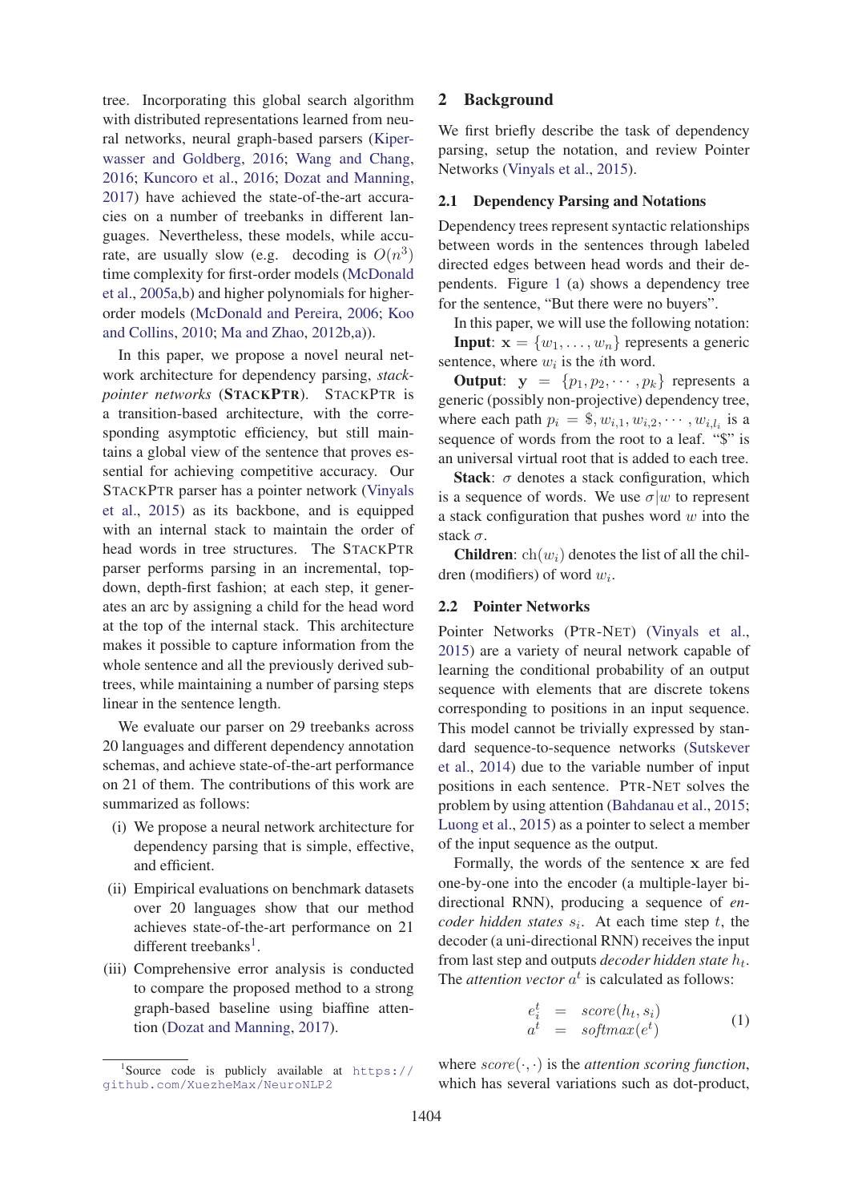tree. Incorporating this global search algorithm with distributed representations learned from neural networks, neural graph-based parsers (Kiperwasser and Goldberg, 2016; Wang and Chang, 2016; Kuncoro et al., 2016; Dozat and Manning, 2017) have achieved the state-of-the-art accuracies on a number of treebanks in different languages. Nevertheless, these models, while accurate, are usually slow (e.g. decoding is $O(n^3)$ time complexity for first-order models (McDonald et al., 2005a,b) and higher polynomials for higher-order models (McDonald and Pereira, 2006; Koo and Collins, 2010; Ma and Zhao, 2012b,a)).

In this paper, we propose a novel neural network architecture for dependency parsing, *stack-pointer networks* (**STACKPTR**). STACKPTR is a transition-based architecture, with the corresponding asymptotic efficiency, but still maintains a global view of the sentence that proves essential for achieving competitive accuracy. Our STACKPTR parser has a pointer network (Vinyals et al., 2015) as its backbone, and is equipped with an internal stack to maintain the order of head words in tree structures. The STACKPTR parser performs parsing in an incremental, top-down, depth-first fashion; at each step, it generates an arc by assigning a child for the head word at the top of the internal stack. This architecture makes it possible to capture information from the whole sentence and all the previously derived subtrees, while maintaining a number of parsing steps linear in the sentence length.

We evaluate our parser on 29 treebanks across 20 languages and different dependency annotation schemas, and achieve state-of-the-art performance on 21 of them. The contributions of this work are summarized as follows:

(i) We propose a neural network architecture for dependency parsing that is simple, effective, and efficient.

(ii) Empirical evaluations on benchmark datasets over 20 languages show that our method achieves state-of-the-art performance on 21 different treebanks[1].

(iii) Comprehensive error analysis is conducted to compare the proposed method to a strong graph-based baseline using biaffine attention (Dozat and Manning, 2017).

[1]Source code is publicly available at https://github.com/XuezheMax/NeuroNLP2

## 2 Background

We first briefly describe the task of dependency parsing, setup the notation, and review Pointer Networks (Vinyals et al., 2015).

### 2.1 Dependency Parsing and Notations

Dependency trees represent syntactic relationships between words in the sentences through labeled directed edges between head words and their dependents. Figure 1 (a) shows a dependency tree for the sentence, "But there were no buyers".

In this paper, we will use the following notation:

**Input**: $\mathbf{x} = \{w_1, \ldots, w_n\}$ represents a generic sentence, where $w_i$ is the $i$th word.

**Output**: $\mathbf{y} = \{p_1, p_2, \cdots, p_k\}$ represents a generic (possibly non-projective) dependency tree, where each path $p_i = \$, w_{i,1}, w_{i,2}, \cdots, w_{i,l_i}$ is a sequence of words from the root to a leaf. "\$" is an universal virtual root that is added to each tree.

**Stack**: $\sigma$ denotes a stack configuration, which is a sequence of words. We use $\sigma|w$ to represent a stack configuration that pushes word $w$ into the stack $\sigma$.

**Children**: $\text{ch}(w_i)$ denotes the list of all the children (modifiers) of word $w_i$.

### 2.2 Pointer Networks

Pointer Networks (PTR-NET) (Vinyals et al., 2015) are a variety of neural network capable of learning the conditional probability of an output sequence with elements that are discrete tokens corresponding to positions in an input sequence. This model cannot be trivially expressed by standard sequence-to-sequence networks (Sutskever et al., 2014) due to the variable number of input positions in each sentence. PTR-NET solves the problem by using attention (Bahdanau et al., 2015; Luong et al., 2015) as a pointer to select a member of the input sequence as the output.

Formally, the words of the sentence $\mathbf{x}$ are fed one-by-one into the encoder (a multiple-layer bi-directional RNN), producing a sequence of *encoder hidden states* $s_i$. At each time step $t$, the decoder (a uni-directional RNN) receives the input from last step and outputs *decoder hidden state* $h_t$. The *attention vector* $a^t$ is calculated as follows:

$$
\begin{aligned}
e_i^t &= score(h_t, s_i) \\
a^t &= softmax(e^t)
\end{aligned}
\tag{1}
$$

where $score(\cdot, \cdot)$ is the *attention scoring function*, which has several variations such as dot-product,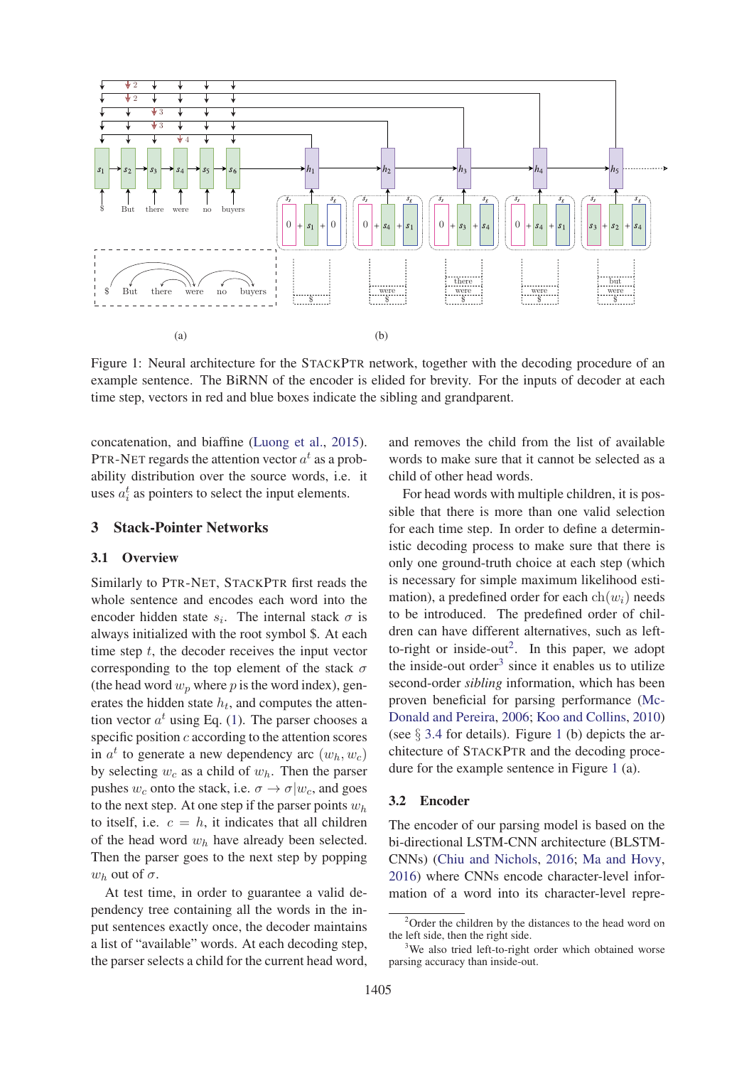Figure 1: Neural architecture for the STACKPTR network, together with the decoding procedure of an example sentence. The BiRNN of the encoder is elided for brevity. For the inputs of decoder at each time step, vectors in red and blue boxes indicate the sibling and grandparent.

concatenation, and biaffine (Luong et al., 2015). PTR-NET regards the attention vector $a^t$ as a probability distribution over the source words, i.e. it uses $a^t_i$ as pointers to select the input elements.

## 3 Stack-Pointer Networks

### 3.1 Overview

Similarly to PTR-NET, STACKPTR first reads the whole sentence and encodes each word into the encoder hidden state $s_i$. The internal stack $\sigma$ is always initialized with the root symbol \$. At each time step $t$, the decoder receives the input vector corresponding to the top element of the stack $\sigma$ (the head word $w_p$ where $p$ is the word index), generates the hidden state $h_t$, and computes the attention vector $a^t$ using Eq. (1). The parser chooses a specific position $c$ according to the attention scores in $a^t$ to generate a new dependency arc $(w_h, w_c)$ by selecting $w_c$ as a child of $w_h$. Then the parser pushes $w_c$ onto the stack, i.e. $\sigma \rightarrow \sigma | w_c$, and goes to the next step. At one step if the parser points $w_h$ to itself, i.e. $c = h$, it indicates that all children of the head word $w_h$ have already been selected. Then the parser goes to the next step by popping $w_h$ out of $\sigma$.

At test time, in order to guarantee a valid dependency tree containing all the words in the input sentences exactly once, the decoder maintains a list of "available" words. At each decoding step, the parser selects a child for the current head word, and removes the child from the list of available words to make sure that it cannot be selected as a child of other head words.

For head words with multiple children, it is possible that there is more than one valid selection for each time step. In order to define a deterministic decoding process to make sure that there is only one ground-truth choice at each step (which is necessary for simple maximum likelihood estimation), a predefined order for each $\text{ch}(w_i)$ needs to be introduced. The predefined order of children can have different alternatives, such as left-to-right or inside-out[2]. In this paper, we adopt the inside-out order[3] since it enables us to utilize second-order *sibling* information, which has been proven beneficial for parsing performance (McDonald and Pereira, 2006; Koo and Collins, 2010) (see § 3.4 for details). Figure 1 (b) depicts the architecture of STACKPTR and the decoding procedure for the example sentence in Figure 1 (a).

### 3.2 Encoder

The encoder of our parsing model is based on the bi-directional LSTM-CNN architecture (BLSTM-CNNs) (Chiu and Nichols, 2016; Ma and Hovy, 2016) where CNNs encode character-level information of a word into its character-level repre-

[2] Order the children by the distances to the head word on the left side, then the right side.

[3] We also tried left-to-right order which obtained worse parsing accuracy than inside-out.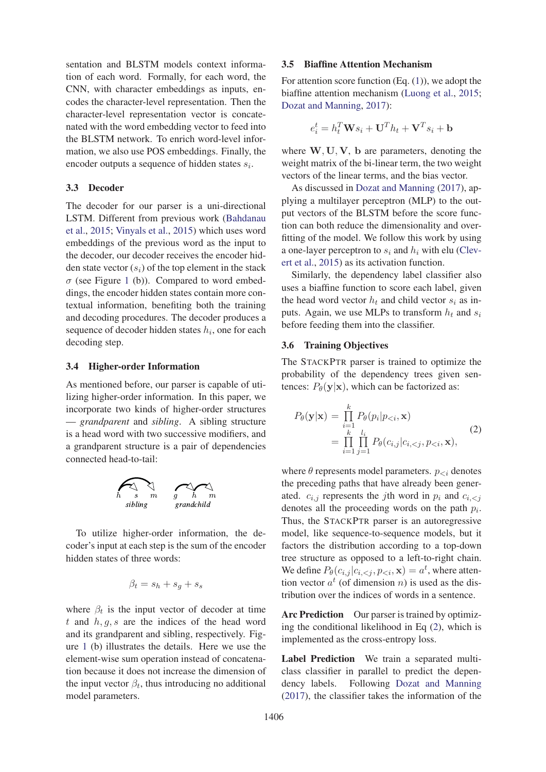sentation and BLSTM models context information of each word. Formally, for each word, the CNN, with character embeddings as inputs, encodes the character-level representation. Then the character-level representation vector is concatenated with the word embedding vector to feed into the BLSTM network. To enrich word-level information, we also use POS embeddings. Finally, the encoder outputs a sequence of hidden states $s_i$.

### 3.3 Decoder

The decoder for our parser is a uni-directional LSTM. Different from previous work (Bahdanau et al., 2015; Vinyals et al., 2015) which uses word embeddings of the previous word as the input to the decoder, our decoder receives the encoder hidden state vector ($s_i$) of the top element in the stack $\sigma$ (see Figure 1 (b)). Compared to word embeddings, the encoder hidden states contain more contextual information, benefiting both the training and decoding procedures. The decoder produces a sequence of decoder hidden states $h_i$, one for each decoding step.

### 3.4 Higher-order Information

As mentioned before, our parser is capable of utilizing higher-order information. In this paper, we incorporate two kinds of higher-order structures — *grandparent* and *sibling*. A sibling structure is a head word with two successive modifiers, and a grandparent structure is a pair of dependencies connected head-to-tail:

To utilize higher-order information, the decoder's input at each step is the sum of the encoder hidden states of three words:

$$\beta_t = s_h + s_g + s_s$$

where $\beta_t$ is the input vector of decoder at time $t$ and $h, g, s$ are the indices of the head word and its grandparent and sibling, respectively. Figure 1 (b) illustrates the details. Here we use the element-wise sum operation instead of concatenation because it does not increase the dimension of the input vector $\beta_t$, thus introducing no additional model parameters.

### 3.5 Biaffine Attention Mechanism

For attention score function (Eq. (1)), we adopt the biaffine attention mechanism (Luong et al., 2015; Dozat and Manning, 2017):

$$e_i^t = h_t^T \mathbf{W} s_i + \mathbf{U}^T h_t + \mathbf{V}^T s_i + \mathbf{b}$$

where $\mathbf{W}, \mathbf{U}, \mathbf{V}$, $\mathbf{b}$ are parameters, denoting the weight matrix of the bi-linear term, the two weight vectors of the linear terms, and the bias vector.

As discussed in Dozat and Manning (2017), applying a multilayer perceptron (MLP) to the output vectors of the BLSTM before the score function can both reduce the dimensionality and overfitting of the model. We follow this work by using a one-layer perceptron to $s_i$ and $h_i$ with elu (Clevert et al., 2015) as its activation function.

Similarly, the dependency label classifier also uses a biaffine function to score each label, given the head word vector $h_t$ and child vector $s_i$ as inputs. Again, we use MLPs to transform $h_t$ and $s_i$ before feeding them into the classifier.

### 3.6 Training Objectives

The StackPtr parser is trained to optimize the probability of the dependency trees given sentences: $P_\theta(\mathbf{y}|\mathbf{x})$, which can be factorized as:

$$\begin{aligned} P_\theta(\mathbf{y}|\mathbf{x}) &= \prod_{i=1}^{k} P_\theta(p_i|p_{<i}, \mathbf{x}) \\ &= \prod_{i=1}^{k} \prod_{j=1}^{l_i} P_\theta(c_{i,j}|c_{i,<j}, p_{<i}, \mathbf{x}), \end{aligned} \quad (2)$$

where $\theta$ represents model parameters. $p_{<i}$ denotes the preceding paths that have already been generated. $c_{i,j}$ represents the $j$th word in $p_i$ and $c_{i,<j}$ denotes all the proceeding words on the path $p_i$. Thus, the StackPtr parser is an autoregressive model, like sequence-to-sequence models, but it factors the distribution according to a top-down tree structure as opposed to a left-to-right chain. We define $P_\theta(c_{i,j}|c_{i,<j}, p_{<i}, \mathbf{x}) = a^t$, where attention vector $a^t$ (of dimension $n$) is used as the distribution over the indices of words in a sentence.

**Arc Prediction** Our parser is trained by optimizing the conditional likelihood in Eq (2), which is implemented as the cross-entropy loss.

**Label Prediction** We train a separated multi-class classifier in parallel to predict the dependency labels. Following Dozat and Manning (2017), the classifier takes the information of the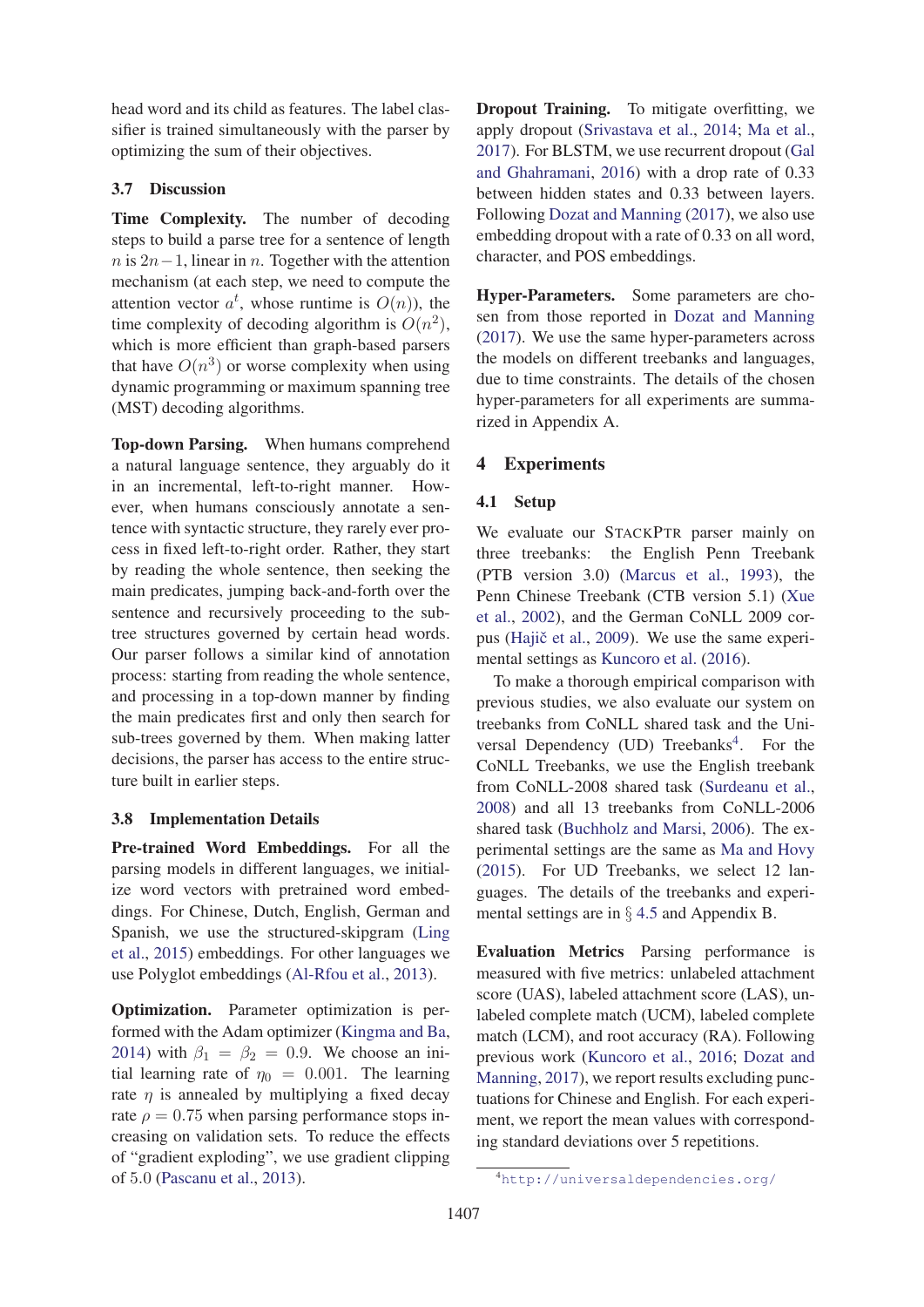head word and its child as features. The label classifier is trained simultaneously with the parser by optimizing the sum of their objectives.

### 3.7 Discussion

**Time Complexity.** The number of decoding steps to build a parse tree for a sentence of length $n$ is $2n-1$, linear in $n$. Together with the attention mechanism (at each step, we need to compute the attention vector $a^t$, whose runtime is $O(n)$), the time complexity of decoding algorithm is $O(n^2)$, which is more efficient than graph-based parsers that have $O(n^3)$ or worse complexity when using dynamic programming or maximum spanning tree (MST) decoding algorithms.

**Top-down Parsing.** When humans comprehend a natural language sentence, they arguably do it in an incremental, left-to-right manner. However, when humans consciously annotate a sentence with syntactic structure, they rarely ever process in fixed left-to-right order. Rather, they start by reading the whole sentence, then seeking the main predicates, jumping back-and-forth over the sentence and recursively proceeding to the subtree structures governed by certain head words. Our parser follows a similar kind of annotation process: starting from reading the whole sentence, and processing in a top-down manner by finding the main predicates first and only then search for sub-trees governed by them. When making latter decisions, the parser has access to the entire structure built in earlier steps.

### 3.8 Implementation Details

**Pre-trained Word Embeddings.** For all the parsing models in different languages, we initialize word vectors with pretrained word embeddings. For Chinese, Dutch, English, German and Spanish, we use the structured-skipgram (Ling et al., 2015) embeddings. For other languages we use Polyglot embeddings (Al-Rfou et al., 2013).

**Optimization.** Parameter optimization is performed with the Adam optimizer (Kingma and Ba, 2014) with $\beta_1 = \beta_2 = 0.9$. We choose an initial learning rate of $\eta_0 = 0.001$. The learning rate $\eta$ is annealed by multiplying a fixed decay rate $\rho = 0.75$ when parsing performance stops increasing on validation sets. To reduce the effects of "gradient exploding", we use gradient clipping of 5.0 (Pascanu et al., 2013).

**Dropout Training.** To mitigate overfitting, we apply dropout (Srivastava et al., 2014; Ma et al., 2017). For BLSTM, we use recurrent dropout (Gal and Ghahramani, 2016) with a drop rate of 0.33 between hidden states and 0.33 between layers. Following Dozat and Manning (2017), we also use embedding dropout with a rate of 0.33 on all word, character, and POS embeddings.

**Hyper-Parameters.** Some parameters are chosen from those reported in Dozat and Manning (2017). We use the same hyper-parameters across the models on different treebanks and languages, due to time constraints. The details of the chosen hyper-parameters for all experiments are summarized in Appendix A.

## 4 Experiments

### 4.1 Setup

We evaluate our STACKPTR parser mainly on three treebanks: the English Penn Treebank (PTB version 3.0) (Marcus et al., 1993), the Penn Chinese Treebank (CTB version 5.1) (Xue et al., 2002), and the German CoNLL 2009 corpus (Hajič et al., 2009). We use the same experimental settings as Kuncoro et al. (2016).

To make a thorough empirical comparison with previous studies, we also evaluate our system on treebanks from CoNLL shared task and the Universal Dependency (UD) Treebanks[4]. For the CoNLL Treebanks, we use the English treebank from CoNLL-2008 shared task (Surdeanu et al., 2008) and all 13 treebanks from CoNLL-2006 shared task (Buchholz and Marsi, 2006). The experimental settings are the same as Ma and Hovy (2015). For UD Treebanks, we select 12 languages. The details of the treebanks and experimental settings are in § 4.5 and Appendix B.

**Evaluation Metrics** Parsing performance is measured with five metrics: unlabeled attachment score (UAS), labeled attachment score (LAS), unlabeled complete match (UCM), labeled complete match (LCM), and root accuracy (RA). Following previous work (Kuncoro et al., 2016; Dozat and Manning, 2017), we report results excluding punctuations for Chinese and English. For each experiment, we report the mean values with corresponding standard deviations over 5 repetitions.

[4] http://universaldependencies.org/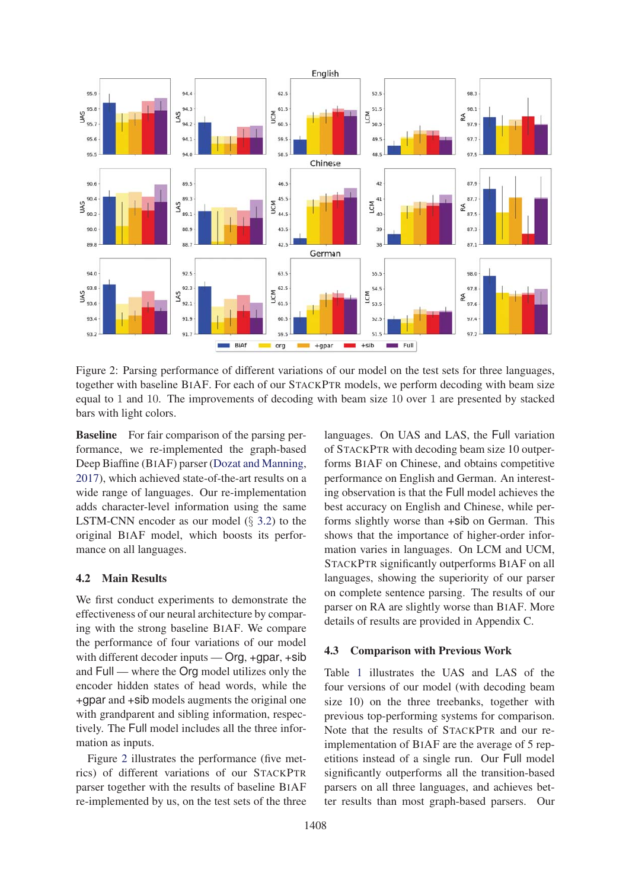Figure 2: Parsing performance of different variations of our model on the test sets for three languages, together with baseline BIAF. For each of our STACKPTR models, we perform decoding with beam size equal to 1 and 10. The improvements of decoding with beam size 10 over 1 are presented by stacked bars with light colors.

**Baseline** For fair comparison of the parsing performance, we re-implemented the graph-based Deep Biaffine (BIAF) parser (Dozat and Manning, 2017), which achieved state-of-the-art results on a wide range of languages. Our re-implementation adds character-level information using the same LSTM-CNN encoder as our model (§ 3.2) to the original BIAF model, which boosts its performance on all languages.

### 4.2 Main Results

We first conduct experiments to demonstrate the effectiveness of our neural architecture by comparing with the strong baseline BIAF. We compare the performance of four variations of our model with different decoder inputs — Org, +gpar, +sib and Full — where the Org model utilizes only the encoder hidden states of head words, while the +gpar and +sib models augments the original one with grandparent and sibling information, respectively. The Full model includes all the three information as inputs.

Figure 2 illustrates the performance (five metrics) of different variations of our STACKPTR parser together with the results of baseline BIAF re-implemented by us, on the test sets of the three languages. On UAS and LAS, the Full variation of STACKPTR with decoding beam size 10 outperforms BIAF on Chinese, and obtains competitive performance on English and German. An interesting observation is that the Full model achieves the best accuracy on English and Chinese, while performs slightly worse than +sib on German. This shows that the importance of higher-order information varies in languages. On LCM and UCM, STACKPTR significantly outperforms BIAF on all languages, showing the superiority of our parser on complete sentence parsing. The results of our parser on RA are slightly worse than BIAF. More details of results are provided in Appendix C.

### 4.3 Comparison with Previous Work

Table 1 illustrates the UAS and LAS of the four versions of our model (with decoding beam size 10) on the three treebanks, together with previous top-performing systems for comparison. Note that the results of STACKPTR and our re-implementation of BIAF are the average of 5 repetitions instead of a single run. Our Full model significantly outperforms all the transition-based parsers on all three languages, and achieves better results than most graph-based parsers. Our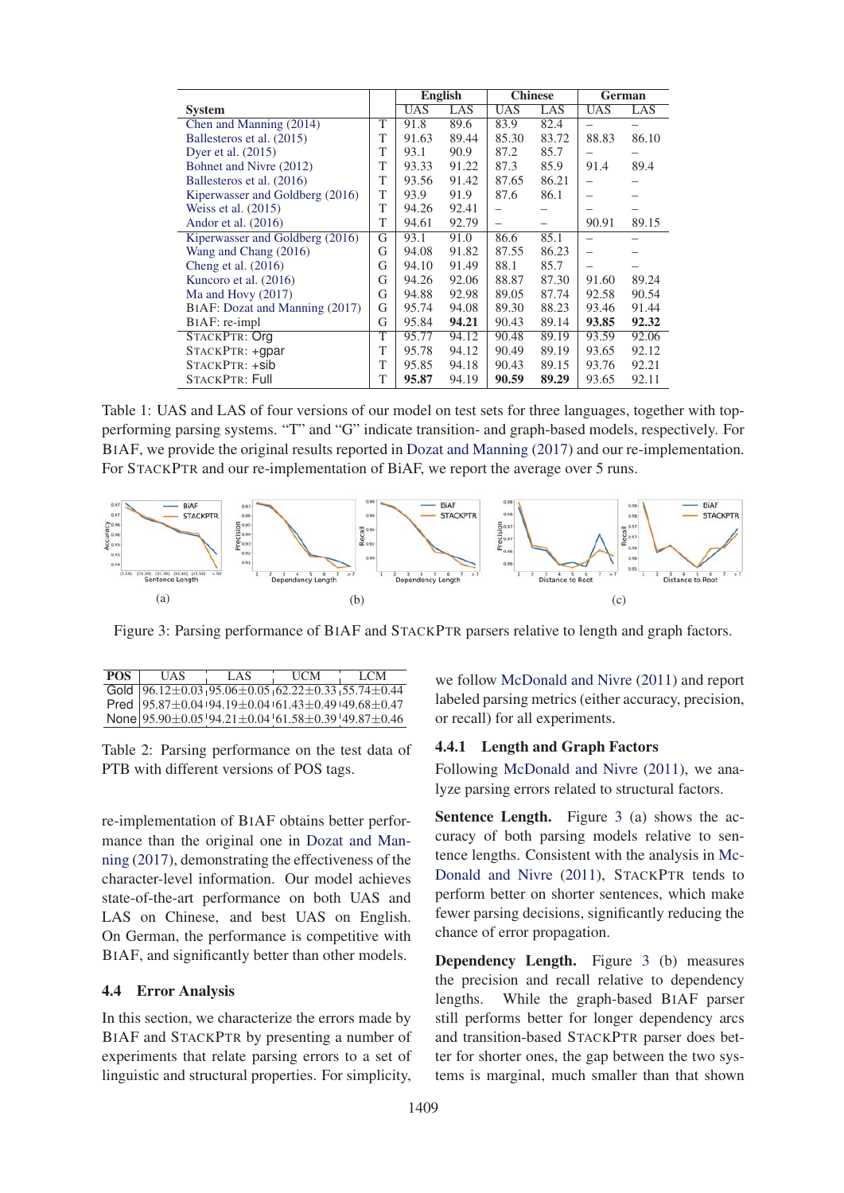| System | | English | | Chinese | | German | |
|---|---|---|---|---|---|---|---|
| | | UAS | LAS | UAS | LAS | UAS | LAS |
| Chen and Manning (2014) | T | 91.8 | 89.6 | 83.9 | 82.4 | – | – |
| Ballesteros et al. (2015) | T | 91.63 | 89.44 | 85.30 | 83.72 | 88.83 | 86.10 |
| Dyer et al. (2015) | T | 93.1 | 90.9 | 87.2 | 85.7 | – | – |
| Bohnet and Nivre (2012) | T | 93.33 | 91.22 | 87.3 | 85.9 | 91.4 | 89.4 |
| Ballesteros et al. (2016) | T | 93.56 | 91.42 | 87.65 | 86.21 | – | – |
| Kiperwasser and Goldberg (2016) | T | 93.9 | 91.9 | 87.6 | 86.1 | – | – |
| Weiss et al. (2015) | T | 94.26 | 92.41 | – | – | – | – |
| Andor et al. (2016) | T | 94.61 | 92.79 | – | – | 90.91 | 89.15 |
| Kiperwasser and Goldberg (2016) | G | 93.1 | 91.0 | 86.6 | 85.1 | – | – |
| Wang and Chang (2016) | G | 94.08 | 91.82 | 87.55 | 86.23 | – | – |
| Cheng et al. (2016) | G | 94.10 | 91.49 | 88.1 | 85.7 | – | – |
| Kuncoro et al. (2016) | G | 94.26 | 92.06 | 88.87 | 87.30 | 91.60 | 89.24 |
| Ma and Hovy (2017) | G | 94.88 | 92.98 | 89.05 | 87.74 | 92.58 | 90.54 |
| BIAF: Dozat and Manning (2017) | G | 95.74 | 94.08 | 89.30 | 88.23 | 93.46 | 91.44 |
| BIAF: re-impl | G | 95.84 | **94.21** | 90.43 | 89.14 | **93.85** | **92.32** |
| STACKPTR: Org | T | 95.77 | 94.12 | 90.48 | 89.19 | 93.59 | 92.06 |
| STACKPTR: +gpar | T | 95.78 | 94.12 | 90.49 | 89.19 | 93.65 | 92.12 |
| STACKPTR: +sib | T | 95.85 | 94.18 | 90.43 | 89.15 | 93.76 | 92.21 |
| STACKPTR: Full | T | **95.87** | 94.19 | **90.59** | **89.29** | 93.65 | 92.11 |

Table 1: UAS and LAS of four versions of our model on test sets for three languages, together with top-performing parsing systems. "T" and "G" indicate transition- and graph-based models, respectively. For BIAF, we provide the original results reported in Dozat and Manning (2017) and our re-implementation. For STACKPTR and our re-implementation of BiAF, we report the average over 5 runs.

Figure 3: Parsing performance of BIAF and STACKPTR parsers relative to length and graph factors.

| POS | UAS | LAS | UCM | LCM |
|---|---|---|---|---|
| Gold | 96.12±0.03 | 95.06±0.05 | 62.22±0.33 | 55.74±0.44 |
| Pred | 95.87±0.04 | 94.19±0.04 | 61.43±0.49 | 49.68±0.47 |
| None | 95.90±0.05 | 94.21±0.04 | 61.58±0.39 | 49.87±0.46 |

Table 2: Parsing performance on the test data of PTB with different versions of POS tags.

re-implementation of BIAF obtains better performance than the original one in Dozat and Manning (2017), demonstrating the effectiveness of the character-level information. Our model achieves state-of-the-art performance on both UAS and LAS on Chinese, and best UAS on English. On German, the performance is competitive with BIAF, and significantly better than other models.

## 4.4 Error Analysis

In this section, we characterize the errors made by BIAF and STACKPTR by presenting a number of experiments that relate parsing errors to a set of linguistic and structural properties. For simplicity, we follow McDonald and Nivre (2011) and report labeled parsing metrics (either accuracy, precision, or recall) for all experiments.

### 4.4.1 Length and Graph Factors

Following McDonald and Nivre (2011), we analyze parsing errors related to structural factors.

**Sentence Length.** Figure 3 (a) shows the accuracy of both parsing models relative to sentence lengths. Consistent with the analysis in McDonald and Nivre (2011), STACKPTR tends to perform better on shorter sentences, which make fewer parsing decisions, significantly reducing the chance of error propagation.

**Dependency Length.** Figure 3 (b) measures the precision and recall relative to dependency lengths. While the graph-based BIAF parser still performs better for longer dependency arcs and transition-based STACKPTR parser does better for shorter ones, the gap between the two systems is marginal, much smaller than that shown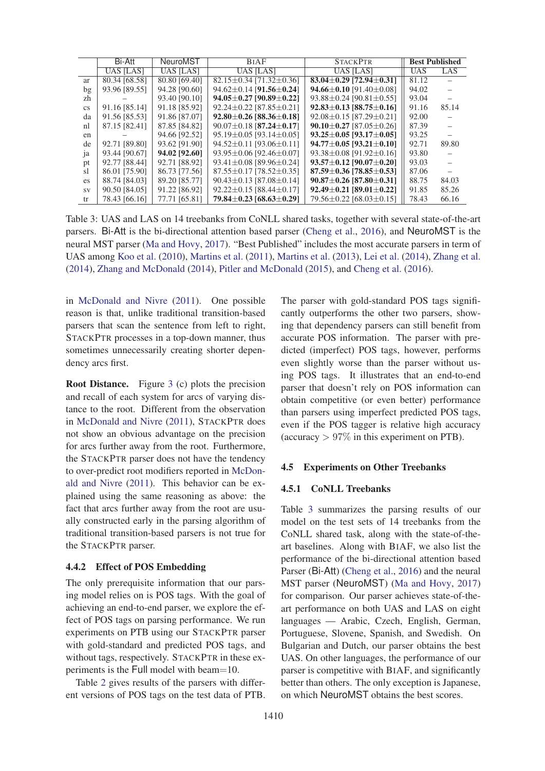| | Bi-Att | NeuroMST | BIAF | STACKPTR | Best Published | |
|---|---|---|---|---|---|---|
| | UAS [LAS] | UAS [LAS] | UAS [LAS] | UAS [LAS] | UAS | LAS |
| ar | 80.34 [68.58] | 80.80 [69.40] | 82.15±0.34 [71.32±0.36] | **83.04±0.29 [72.94±0.31]** | 81.12 | – |
| bg | 93.96 [89.55] | 94.28 [90.60] | 94.62±0.14 [**91.56±0.24**] | **94.66±0.10** [91.40±0.08] | 94.02 | – |
| zh | – | 93.40 [90.10] | **94.05±0.27 [90.89±0.22]** | 93.88±0.24 [90.81±0.55] | 93.04 | – |
| cs | 91.16 [85.14] | 91.18 [85.92] | 92.24±0.22 [87.85±0.21] | **92.83±0.13 [88.75±0.16]** | 91.16 | 85.14 |
| da | 91.56 [85.53] | 91.86 [87.07] | **92.80±0.26 [88.36±0.18]** | 92.08±0.15 [87.29±0.21] | 92.00 | – |
| nl | 87.15 [82.41] | 87.85 [84.82] | 90.07±0.18 [**87.24±0.17**] | **90.10±0.27** [87.05±0.26] | 87.39 | – |
| en | – | 94.66 [92.52] | 95.19±0.05 [93.14±0.05] | **93.25±0.05 [93.17±0.05]** | 93.25 | – |
| de | 92.71 [89.80] | 93.62 [91.90] | 94.52±0.11 [93.06±0.11] | **94.77±0.05 [93.21±0.10]** | 92.71 | 89.80 |
| ja | 93.44 [90.67] | **94.02 [92.60]** | 93.95±0.06 [92.46±0.07] | 93.38±0.08 [91.92±0.16] | 93.80 | – |
| pt | 92.77 [88.44] | 92.71 [88.92] | 93.41±0.08 [89.96±0.24] | **93.57±0.12 [90.07±0.20]** | 93.03 | – |
| sl | 86.01 [75.90] | 86.73 [77.56] | 87.55±0.17 [78.52±0.35] | **87.59±0.36 [78.85±0.53]** | 87.06 | – |
| es | 88.74 [84.03] | 89.20 [85.77] | 90.43±0.13 [87.08±0.14] | **90.87±0.26 [87.80±0.31]** | 88.75 | 84.03 |
| sv | 90.50 [84.05] | 91.22 [86.92] | 92.22±0.15 [88.44±0.17] | **92.49±0.21 [89.01±0.22]** | 91.85 | 85.26 |
| tr | 78.43 [66.16] | 77.71 [65.81] | **79.84±0.23 [68.63±0.29]** | 79.56±0.22 [68.03±0.15] | 78.43 | 66.16 |

Table 3: UAS and LAS on 14 treebanks from CoNLL shared tasks, together with several state-of-the-art parsers. Bi-Att is the bi-directional attention based parser (Cheng et al., 2016), and NeuroMST is the neural MST parser (Ma and Hovy, 2017). "Best Published" includes the most accurate parsers in term of UAS among Koo et al. (2010), Martins et al. (2011), Martins et al. (2013), Lei et al. (2014), Zhang et al. (2014), Zhang and McDonald (2014), Pitler and McDonald (2015), and Cheng et al. (2016).

in McDonald and Nivre (2011). One possible reason is that, unlike traditional transition-based parsers that scan the sentence from left to right, STACKPTR processes in a top-down manner, thus sometimes unnecessarily creating shorter dependency arcs first.

**Root Distance.** Figure 3 (c) plots the precision and recall of each system for arcs of varying distance to the root. Different from the observation in McDonald and Nivre (2011), STACKPTR does not show an obvious advantage on the precision for arcs further away from the root. Furthermore, the STACKPTR parser does not have the tendency to over-predict root modifiers reported in McDonald and Nivre (2011). This behavior can be explained using the same reasoning as above: the fact that arcs further away from the root are usually constructed early in the parsing algorithm of traditional transition-based parsers is not true for the STACKPTR parser.

### 4.4.2 Effect of POS Embedding

The only prerequisite information that our parsing model relies on is POS tags. With the goal of achieving an end-to-end parser, we explore the effect of POS tags on parsing performance. We run experiments on PTB using our STACKPTR parser with gold-standard and predicted POS tags, and without tags, respectively. STACKPTR in these experiments is the Full model with beam=10.

Table 2 gives results of the parsers with different versions of POS tags on the test data of PTB. The parser with gold-standard POS tags significantly outperforms the other two parsers, showing that dependency parsers can still benefit from accurate POS information. The parser with predicted (imperfect) POS tags, however, performs even slightly worse than the parser without using POS tags. It illustrates that an end-to-end parser that doesn't rely on POS information can obtain competitive (or even better) performance than parsers using imperfect predicted POS tags, even if the POS tagger is relative high accuracy (accuracy $> 97\%$ in this experiment on PTB).

## 4.5 Experiments on Other Treebanks

### 4.5.1 CoNLL Treebanks

Table 3 summarizes the parsing results of our model on the test sets of 14 treebanks from the CoNLL shared task, along with the state-of-the-art baselines. Along with BIAF, we also list the performance of the bi-directional attention based Parser (Bi-Att) (Cheng et al., 2016) and the neural MST parser (NeuroMST) (Ma and Hovy, 2017) for comparison. Our parser achieves state-of-the-art performance on both UAS and LAS on eight languages — Arabic, Czech, English, German, Portuguese, Slovene, Spanish, and Swedish. On Bulgarian and Dutch, our parser obtains the best UAS. On other languages, the performance of our parser is competitive with BIAF, and significantly better than others. The only exception is Japanese, on which NeuroMST obtains the best scores.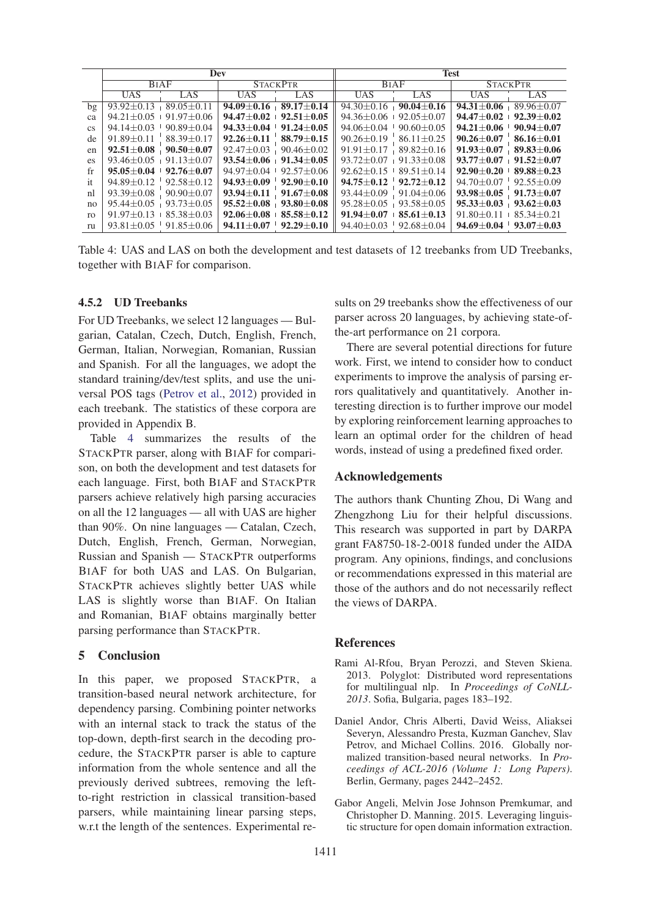| | Dev | | | | Test | | | |
|---|---|---|---|---|---|---|---|---|
| | BIAF | | STACKPTR | | BIAF | | STACKPTR | |
| | UAS | LAS | UAS | LAS | UAS | LAS | UAS | LAS |
| bg | 93.92±0.13 | 89.05±0.11 | **94.09±0.16** | **89.17±0.14** | 94.30±0.16 | **90.04±0.16** | **94.31±0.06** | 89.96±0.07 |
| ca | 94.21±0.05 | 91.97±0.06 | **94.47±0.02** | **92.51±0.05** | 94.36±0.06 | 92.05±0.07 | **94.47±0.02** | **92.39±0.02** |
| cs | 94.14±0.03 | 90.89±0.04 | **94.33±0.04** | **91.24±0.05** | 94.06±0.04 | 90.60±0.05 | **94.21±0.06** | **90.94±0.07** |
| de | 91.89±0.11 | 88.39±0.17 | **92.26±0.11** | **88.79±0.15** | 90.26±0.19 | 86.11±0.25 | **90.26±0.07** | **86.16±0.01** |
| en | **92.51±0.08** | **90.50±0.07** | 92.47±0.03 | 90.46±0.02 | 91.91±0.17 | 89.82±0.16 | **91.93±0.07** | **89.83±0.06** |
| es | 93.46±0.05 | 91.13±0.07 | **93.54±0.06** | **91.34±0.05** | 93.72±0.07 | 91.33±0.08 | **93.77±0.07** | **91.52±0.07** |
| fr | **95.05±0.04** | **92.76±0.07** | 94.97±0.04 | 92.57±0.06 | 92.62±0.15 | 89.51±0.14 | **92.90±0.20** | **89.88±0.23** |
| it | 94.89±0.12 | 92.58±0.12 | **94.93±0.09** | **92.90±0.10** | **94.75±0.12** | **92.72±0.12** | 94.70±0.07 | 92.55±0.09 |
| nl | 93.39±0.08 | 90.90±0.07 | **93.94±0.11** | **91.67±0.08** | 93.44±0.09 | 91.04±0.06 | **93.98±0.05** | **91.73±0.07** |
| no | 95.44±0.05 | 93.73±0.05 | **95.52±0.08** | **93.80±0.08** | 95.28±0.05 | 93.58±0.05 | **95.33±0.03** | **93.62±0.03** |
| ro | 91.97±0.13 | 85.38±0.03 | **92.06±0.08** | **85.58±0.12** | **91.94±0.07** | **85.61±0.13** | 91.80±0.11 | 85.34±0.21 |
| ru | 93.81±0.05 | 91.85±0.06 | **94.11±0.07** | **92.29±0.10** | 94.40±0.03 | 92.68±0.04 | **94.69±0.04** | **93.07±0.03** |

Table 4: UAS and LAS on both the development and test datasets of 12 treebanks from UD Treebanks, together with BIAF for comparison.

#### 4.5.2 UD Treebanks

For UD Treebanks, we select 12 languages — Bulgarian, Catalan, Czech, Dutch, English, French, German, Italian, Norwegian, Romanian, Russian and Spanish. For all the languages, we adopt the standard training/dev/test splits, and use the universal POS tags (Petrov et al., 2012) provided in each treebank. The statistics of these corpora are provided in Appendix B.

Table 4 summarizes the results of the STACKPTR parser, along with BIAF for comparison, on both the development and test datasets for each language. First, both BIAF and STACKPTR parsers achieve relatively high parsing accuracies on all the 12 languages — all with UAS are higher than 90%. On nine languages — Catalan, Czech, Dutch, English, French, German, Norwegian, Russian and Spanish — STACKPTR outperforms BIAF for both UAS and LAS. On Bulgarian, STACKPTR achieves slightly better UAS while LAS is slightly worse than BIAF. On Italian and Romanian, BIAF obtains marginally better parsing performance than STACKPTR.

## 5 Conclusion

In this paper, we proposed STACKPTR, a transition-based neural network architecture, for dependency parsing. Combining pointer networks with an internal stack to track the status of the top-down, depth-first search in the decoding procedure, the STACKPTR parser is able to capture information from the whole sentence and all the previously derived subtrees, removing the left-to-right restriction in classical transition-based parsers, while maintaining linear parsing steps, w.r.t the length of the sentences. Experimental results on 29 treebanks show the effectiveness of our parser across 20 languages, by achieving state-of-the-art performance on 21 corpora.

There are several potential directions for future work. First, we intend to consider how to conduct experiments to improve the analysis of parsing errors qualitatively and quantitatively. Another interesting direction is to further improve our model by exploring reinforcement learning approaches to learn an optimal order for the children of head words, instead of using a predefined fixed order.

## Acknowledgements

The authors thank Chunting Zhou, Di Wang and Zhengzhong Liu for their helpful discussions. This research was supported in part by DARPA grant FA8750-18-2-0018 funded under the AIDA program. Any opinions, findings, and conclusions or recommendations expressed in this material are those of the authors and do not necessarily reflect the views of DARPA.

## References

Rami Al-Rfou, Bryan Perozzi, and Steven Skiena. 2013. Polyglot: Distributed word representations for multilingual nlp. In *Proceedings of CoNLL-2013*. Sofia, Bulgaria, pages 183–192.

Daniel Andor, Chris Alberti, David Weiss, Aliaksei Severyn, Alessandro Presta, Kuzman Ganchev, Slav Petrov, and Michael Collins. 2016. Globally normalized transition-based neural networks. In *Proceedings of ACL-2016 (Volume 1: Long Papers)*. Berlin, Germany, pages 2442–2452.

Gabor Angeli, Melvin Jose Johnson Premkumar, and Christopher D. Manning. 2015. Leveraging linguistic structure for open domain information extraction.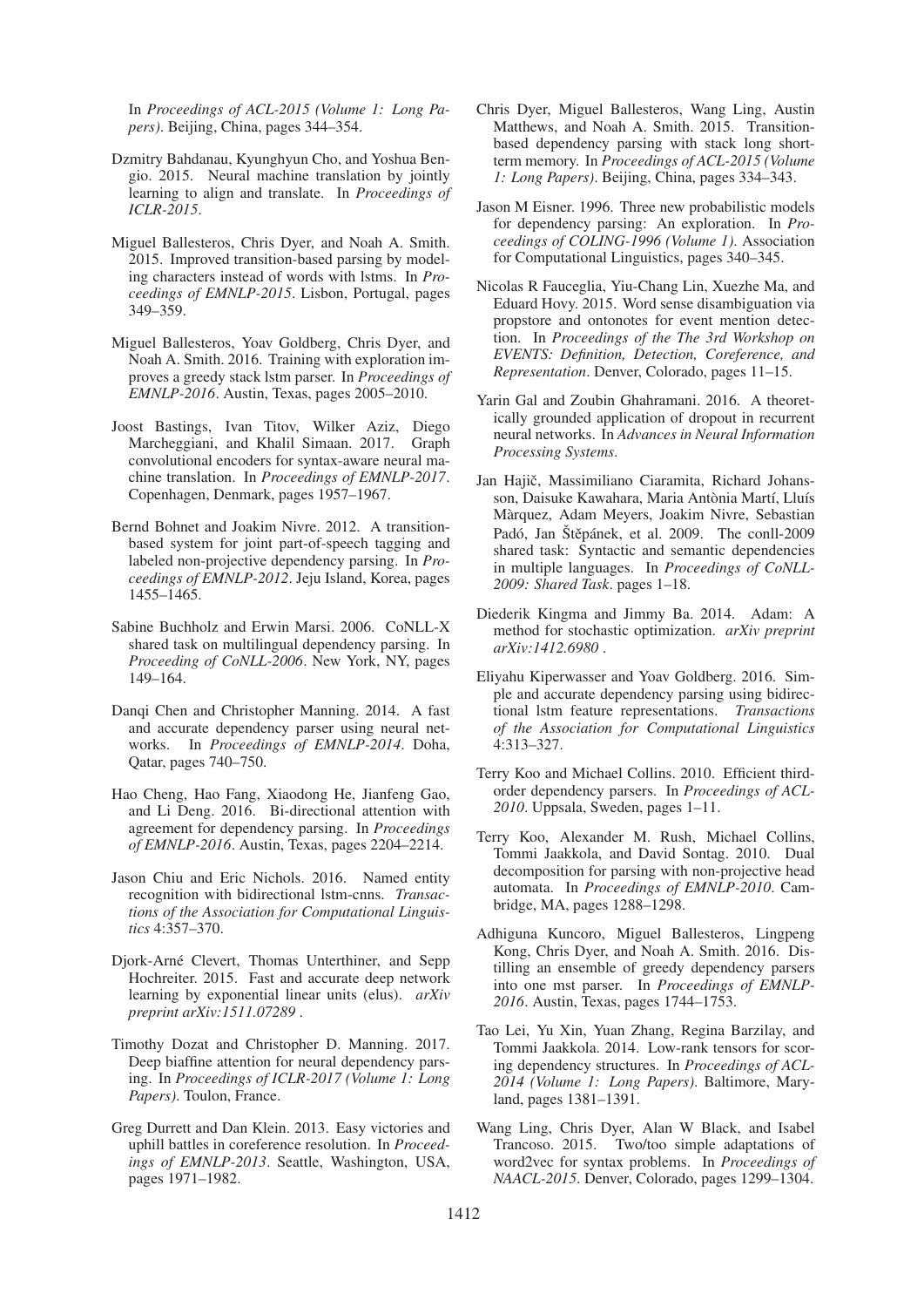In *Proceedings of ACL-2015 (Volume 1: Long Papers)*. Beijing, China, pages 344–354.

Dzmitry Bahdanau, Kyunghyun Cho, and Yoshua Bengio. 2015. Neural machine translation by jointly learning to align and translate. In *Proceedings of ICLR-2015*.

Miguel Ballesteros, Chris Dyer, and Noah A. Smith. 2015. Improved transition-based parsing by modeling characters instead of words with lstms. In *Proceedings of EMNLP-2015*. Lisbon, Portugal, pages 349–359.

Miguel Ballesteros, Yoav Goldberg, Chris Dyer, and Noah A. Smith. 2016. Training with exploration improves a greedy stack lstm parser. In *Proceedings of EMNLP-2016*. Austin, Texas, pages 2005–2010.

Joost Bastings, Ivan Titov, Wilker Aziz, Diego Marcheggiani, and Khalil Simaan. 2017. Graph convolutional encoders for syntax-aware neural machine translation. In *Proceedings of EMNLP-2017*. Copenhagen, Denmark, pages 1957–1967.

Bernd Bohnet and Joakim Nivre. 2012. A transition-based system for joint part-of-speech tagging and labeled non-projective dependency parsing. In *Proceedings of EMNLP-2012*. Jeju Island, Korea, pages 1455–1465.

Sabine Buchholz and Erwin Marsi. 2006. CoNLL-X shared task on multilingual dependency parsing. In *Proceeding of CoNLL-2006*. New York, NY, pages 149–164.

Danqi Chen and Christopher Manning. 2014. A fast and accurate dependency parser using neural networks. In *Proceedings of EMNLP-2014*. Doha, Qatar, pages 740–750.

Hao Cheng, Hao Fang, Xiaodong He, Jianfeng Gao, and Li Deng. 2016. Bi-directional attention with agreement for dependency parsing. In *Proceedings of EMNLP-2016*. Austin, Texas, pages 2204–2214.

Jason Chiu and Eric Nichols. 2016. Named entity recognition with bidirectional lstm-cnns. *Transactions of the Association for Computational Linguistics* 4:357–370.

Djork-Arné Clevert, Thomas Unterthiner, and Sepp Hochreiter. 2015. Fast and accurate deep network learning by exponential linear units (elus). *arXiv preprint arXiv:1511.07289* .

Timothy Dozat and Christopher D. Manning. 2017. Deep biaffine attention for neural dependency parsing. In *Proceedings of ICLR-2017 (Volume 1: Long Papers)*. Toulon, France.

Greg Durrett and Dan Klein. 2013. Easy victories and uphill battles in coreference resolution. In *Proceedings of EMNLP-2013*. Seattle, Washington, USA, pages 1971–1982.

Chris Dyer, Miguel Ballesteros, Wang Ling, Austin Matthews, and Noah A. Smith. 2015. Transition-based dependency parsing with stack long short-term memory. In *Proceedings of ACL-2015 (Volume 1: Long Papers)*. Beijing, China, pages 334–343.

Jason M Eisner. 1996. Three new probabilistic models for dependency parsing: An exploration. In *Proceedings of COLING-1996 (Volume 1)*. Association for Computational Linguistics, pages 340–345.

Nicolas R Fauceglia, Yiu-Chang Lin, Xuezhe Ma, and Eduard Hovy. 2015. Word sense disambiguation via propstore and ontonotes for event mention detection. In *Proceedings of the The 3rd Workshop on EVENTS: Definition, Detection, Coreference, and Representation*. Denver, Colorado, pages 11–15.

Yarin Gal and Zoubin Ghahramani. 2016. A theoretically grounded application of dropout in recurrent neural networks. In *Advances in Neural Information Processing Systems*.

Jan Hajič, Massimiliano Ciaramita, Richard Johansson, Daisuke Kawahara, Maria Antònia Martí, Lluís Màrquez, Adam Meyers, Joakim Nivre, Sebastian Padó, Jan Štěpánek, et al. 2009. The conll-2009 shared task: Syntactic and semantic dependencies in multiple languages. In *Proceedings of CoNLL-2009: Shared Task*. pages 1–18.

Diederik Kingma and Jimmy Ba. 2014. Adam: A method for stochastic optimization. *arXiv preprint arXiv:1412.6980* .

Eliyahu Kiperwasser and Yoav Goldberg. 2016. Simple and accurate dependency parsing using bidirectional lstm feature representations. *Transactions of the Association for Computational Linguistics* 4:313–327.

Terry Koo and Michael Collins. 2010. Efficient third-order dependency parsers. In *Proceedings of ACL-2010*. Uppsala, Sweden, pages 1–11.

Terry Koo, Alexander M. Rush, Michael Collins, Tommi Jaakkola, and David Sontag. 2010. Dual decomposition for parsing with non-projective head automata. In *Proceedings of EMNLP-2010*. Cambridge, MA, pages 1288–1298.

Adhiguna Kuncoro, Miguel Ballesteros, Lingpeng Kong, Chris Dyer, and Noah A. Smith. 2016. Distilling an ensemble of greedy dependency parsers into one mst parser. In *Proceedings of EMNLP-2016*. Austin, Texas, pages 1744–1753.

Tao Lei, Yu Xin, Yuan Zhang, Regina Barzilay, and Tommi Jaakkola. 2014. Low-rank tensors for scoring dependency structures. In *Proceedings of ACL-2014 (Volume 1: Long Papers)*. Baltimore, Maryland, pages 1381–1391.

Wang Ling, Chris Dyer, Alan W Black, and Isabel Trancoso. 2015. Two/too simple adaptations of word2vec for syntax problems. In *Proceedings of NAACL-2015*. Denver, Colorado, pages 1299–1304.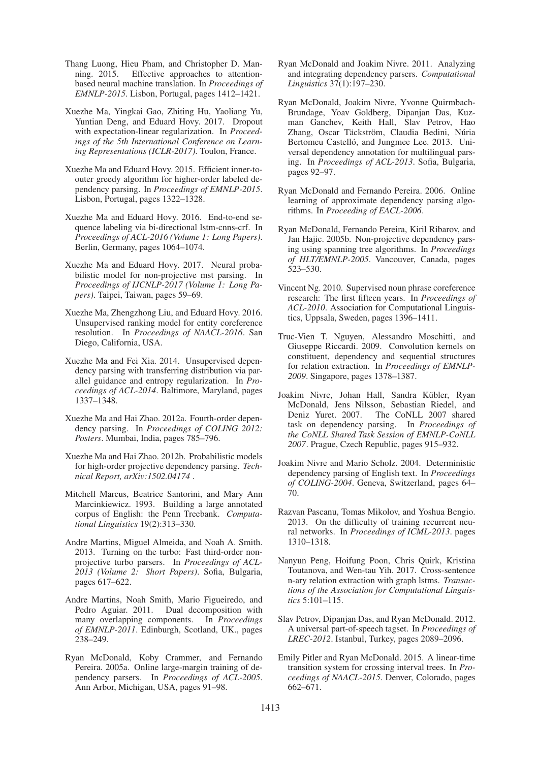Thang Luong, Hieu Pham, and Christopher D. Manning. 2015. Effective approaches to attention-based neural machine translation. In *Proceedings of EMNLP-2015*. Lisbon, Portugal, pages 1412–1421.

Xuezhe Ma, Yingkai Gao, Zhiting Hu, Yaoliang Yu, Yuntian Deng, and Eduard Hovy. 2017. Dropout with expectation-linear regularization. In *Proceedings of the 5th International Conference on Learning Representations (ICLR-2017)*. Toulon, France.

Xuezhe Ma and Eduard Hovy. 2015. Efficient inner-to-outer greedy algorithm for higher-order labeled dependency parsing. In *Proceedings of EMNLP-2015*. Lisbon, Portugal, pages 1322–1328.

Xuezhe Ma and Eduard Hovy. 2016. End-to-end sequence labeling via bi-directional lstm-cnns-crf. In *Proceedings of ACL-2016 (Volume 1: Long Papers)*. Berlin, Germany, pages 1064–1074.

Xuezhe Ma and Eduard Hovy. 2017. Neural probabilistic model for non-projective mst parsing. In *Proceedings of IJCNLP-2017 (Volume 1: Long Papers)*. Taipei, Taiwan, pages 59–69.

Xuezhe Ma, Zhengzhong Liu, and Eduard Hovy. 2016. Unsupervised ranking model for entity coreference resolution. In *Proceedings of NAACL-2016*. San Diego, California, USA.

Xuezhe Ma and Fei Xia. 2014. Unsupervised dependency parsing with transferring distribution via parallel guidance and entropy regularization. In *Proceedings of ACL-2014*. Baltimore, Maryland, pages 1337–1348.

Xuezhe Ma and Hai Zhao. 2012a. Fourth-order dependency parsing. In *Proceedings of COLING 2012: Posters*. Mumbai, India, pages 785–796.

Xuezhe Ma and Hai Zhao. 2012b. Probabilistic models for high-order projective dependency parsing. *Technical Report, arXiv:1502.04174* .

Mitchell Marcus, Beatrice Santorini, and Mary Ann Marcinkiewicz. 1993. Building a large annotated corpus of English: the Penn Treebank. *Computational Linguistics* 19(2):313–330.

Andre Martins, Miguel Almeida, and Noah A. Smith. 2013. Turning on the turbo: Fast third-order non-projective turbo parsers. In *Proceedings of ACL-2013 (Volume 2: Short Papers)*. Sofia, Bulgaria, pages 617–622.

Andre Martins, Noah Smith, Mario Figueiredo, and Pedro Aguiar. 2011. Dual decomposition with many overlapping components. In *Proceedings of EMNLP-2011*. Edinburgh, Scotland, UK., pages 238–249.

Ryan McDonald, Koby Crammer, and Fernando Pereira. 2005a. Online large-margin training of dependency parsers. In *Proceedings of ACL-2005*. Ann Arbor, Michigan, USA, pages 91–98.

Ryan McDonald and Joakim Nivre. 2011. Analyzing and integrating dependency parsers. *Computational Linguistics* 37(1):197–230.

Ryan McDonald, Joakim Nivre, Yvonne Quirmbach-Brundage, Yoav Goldberg, Dipanjan Das, Kuzman Ganchev, Keith Hall, Slav Petrov, Hao Zhang, Oscar Täckström, Claudia Bedini, Núria Bertomeu Castelló, and Jungmee Lee. 2013. Universal dependency annotation for multilingual parsing. In *Proceedings of ACL-2013*. Sofia, Bulgaria, pages 92–97.

Ryan McDonald and Fernando Pereira. 2006. Online learning of approximate dependency parsing algorithms. In *Proceeding of EACL-2006*.

Ryan McDonald, Fernando Pereira, Kiril Ribarov, and Jan Hajic. 2005b. Non-projective dependency parsing using spanning tree algorithms. In *Proceedings of HLT/EMNLP-2005*. Vancouver, Canada, pages 523–530.

Vincent Ng. 2010. Supervised noun phrase coreference research: The first fifteen years. In *Proceedings of ACL-2010*. Association for Computational Linguistics, Uppsala, Sweden, pages 1396–1411.

Truc-Vien T. Nguyen, Alessandro Moschitti, and Giuseppe Riccardi. 2009. Convolution kernels on constituent, dependency and sequential structures for relation extraction. In *Proceedings of EMNLP-2009*. Singapore, pages 1378–1387.

Joakim Nivre, Johan Hall, Sandra Kübler, Ryan McDonald, Jens Nilsson, Sebastian Riedel, and Deniz Yuret. 2007. The CoNLL 2007 shared task on dependency parsing. In *Proceedings of the CoNLL Shared Task Session of EMNLP-CoNLL 2007*. Prague, Czech Republic, pages 915–932.

Joakim Nivre and Mario Scholz. 2004. Deterministic dependency parsing of English text. In *Proceedings of COLING-2004*. Geneva, Switzerland, pages 64–70.

Razvan Pascanu, Tomas Mikolov, and Yoshua Bengio. 2013. On the difficulty of training recurrent neural networks. In *Proceedings of ICML-2013*. pages 1310–1318.

Nanyun Peng, Hoifung Poon, Chris Quirk, Kristina Toutanova, and Wen-tau Yih. 2017. Cross-sentence n-ary relation extraction with graph lstms. *Transactions of the Association for Computational Linguistics* 5:101–115.

Slav Petrov, Dipanjan Das, and Ryan McDonald. 2012. A universal part-of-speech tagset. In *Proceedings of LREC-2012*. Istanbul, Turkey, pages 2089–2096.

Emily Pitler and Ryan McDonald. 2015. A linear-time transition system for crossing interval trees. In *Proceedings of NAACL-2015*. Denver, Colorado, pages 662–671.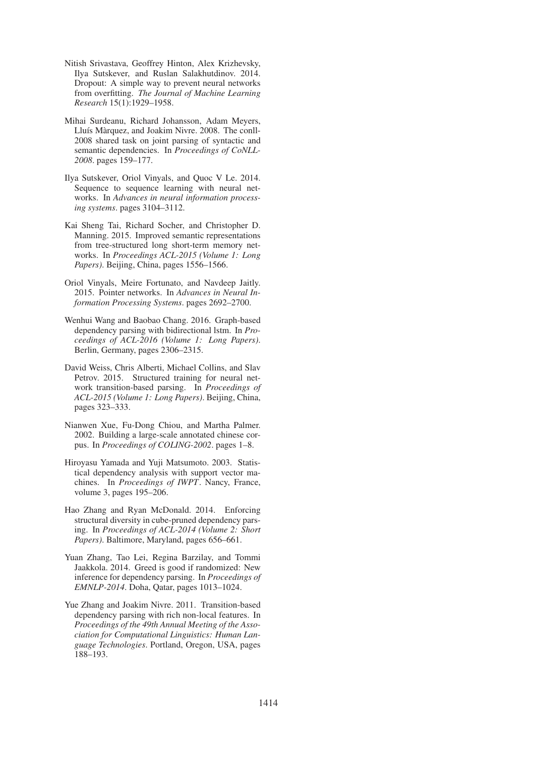Nitish Srivastava, Geoffrey Hinton, Alex Krizhevsky, Ilya Sutskever, and Ruslan Salakhutdinov. 2014. Dropout: A simple way to prevent neural networks from overfitting. *The Journal of Machine Learning Research* 15(1):1929–1958.

Mihai Surdeanu, Richard Johansson, Adam Meyers, Lluís Màrquez, and Joakim Nivre. 2008. The conll-2008 shared task on joint parsing of syntactic and semantic dependencies. In *Proceedings of CoNLL-2008*. pages 159–177.

Ilya Sutskever, Oriol Vinyals, and Quoc V Le. 2014. Sequence to sequence learning with neural networks. In *Advances in neural information processing systems*. pages 3104–3112.

Kai Sheng Tai, Richard Socher, and Christopher D. Manning. 2015. Improved semantic representations from tree-structured long short-term memory networks. In *Proceedings ACL-2015 (Volume 1: Long Papers)*. Beijing, China, pages 1556–1566.

Oriol Vinyals, Meire Fortunato, and Navdeep Jaitly. 2015. Pointer networks. In *Advances in Neural Information Processing Systems*. pages 2692–2700.

Wenhui Wang and Baobao Chang. 2016. Graph-based dependency parsing with bidirectional lstm. In *Proceedings of ACL-2016 (Volume 1: Long Papers)*. Berlin, Germany, pages 2306–2315.

David Weiss, Chris Alberti, Michael Collins, and Slav Petrov. 2015. Structured training for neural network transition-based parsing. In *Proceedings of ACL-2015 (Volume 1: Long Papers)*. Beijing, China, pages 323–333.

Nianwen Xue, Fu-Dong Chiou, and Martha Palmer. 2002. Building a large-scale annotated chinese corpus. In *Proceedings of COLING-2002*. pages 1–8.

Hiroyasu Yamada and Yuji Matsumoto. 2003. Statistical dependency analysis with support vector machines. In *Proceedings of IWPT*. Nancy, France, volume 3, pages 195–206.

Hao Zhang and Ryan McDonald. 2014. Enforcing structural diversity in cube-pruned dependency parsing. In *Proceedings of ACL-2014 (Volume 2: Short Papers)*. Baltimore, Maryland, pages 656–661.

Yuan Zhang, Tao Lei, Regina Barzilay, and Tommi Jaakkola. 2014. Greed is good if randomized: New inference for dependency parsing. In *Proceedings of EMNLP-2014*. Doha, Qatar, pages 1013–1024.

Yue Zhang and Joakim Nivre. 2011. Transition-based dependency parsing with rich non-local features. In *Proceedings of the 49th Annual Meeting of the Association for Computational Linguistics: Human Language Technologies*. Portland, Oregon, USA, pages 188–193.